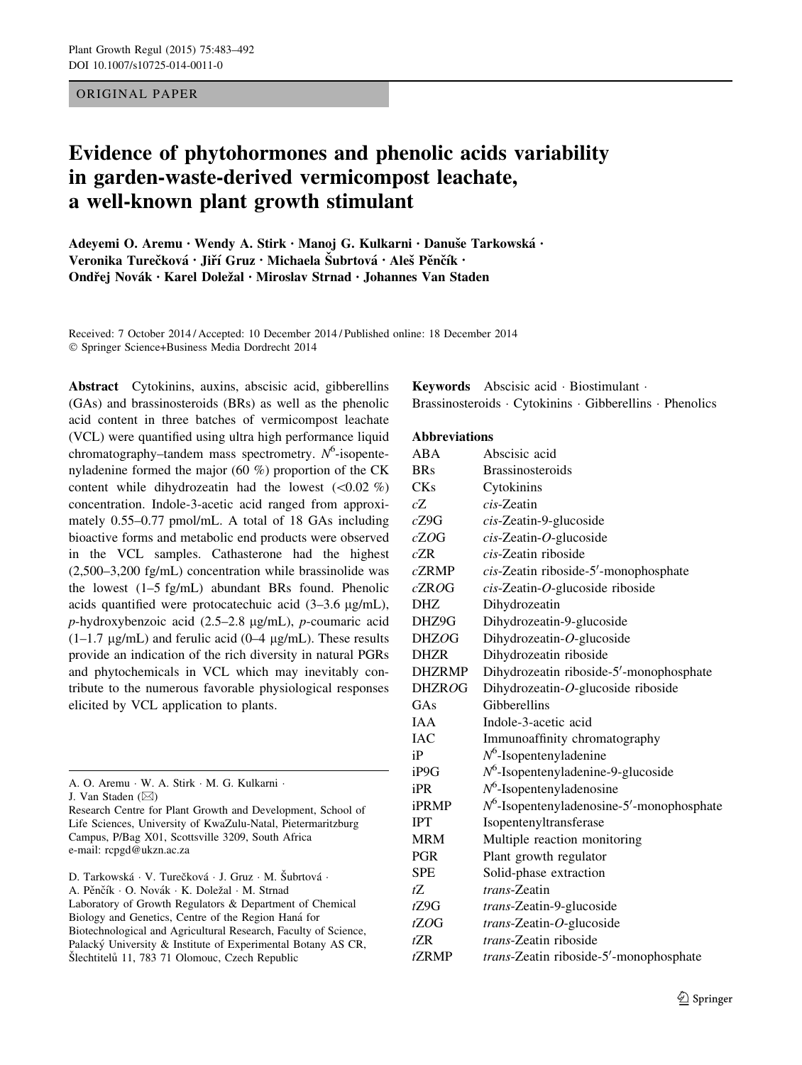ORIGINAL PAPER

# Evidence of phytohormones and phenolic acids variability in garden-waste-derived vermicompost leachate, a well-known plant growth stimulant

Adeyemi O. Aremu · Wendy A. Stirk · Manoj G. Kulkarni · Danuše Tarkowská · Veronika Turečková · Jiří Gruz · Michaela Šubrtová · Aleš Pěnčík · Ondřej Novák · Karel Doležal · Miroslav Strnad · Johannes Van Staden

Received: 7 October 2014 / Accepted: 10 December 2014 / Published online: 18 December 2014
© Springer Science+Business Media Dordrecht 2014

**Abstract** Cytokinins, auxins, abscisic acid, gibberellins (GAs) and brassinosteroids (BRs) as well as the phenolic acid content in three batches of vermicompost leachate (VCL) were quantified using ultra high performance liquid chromatography–tandem mass spectrometry. $N^6$-isopentenyladenine formed the major (60 %) proportion of the CK content while dihydrozeatin had the lowest (<0.02 %) concentration. Indole-3-acetic acid ranged from approximately 0.55–0.77 pmol/mL. A total of 18 GAs including bioactive forms and metabolic end products were observed in the VCL samples. Cathasterone had the highest (2,500–3,200 fg/mL) concentration while brassinolide was the lowest (1–5 fg/mL) abundant BRs found. Phenolic acids quantified were protocatechuic acid (3–3.6 µg/mL), *p*-hydroxybenzoic acid (2.5–2.8 µg/mL), *p*-coumaric acid (1–1.7 µg/mL) and ferulic acid (0–4 µg/mL). These results provide an indication of the rich diversity in natural PGRs and phytochemicals in VCL which may inevitably contribute to the numerous favorable physiological responses elicited by VCL application to plants.

**Keywords** Abscisic acid · Biostimulant · Brassinosteroids · Cytokinins · Gibberellins · Phenolics

**Abbreviations**

| | |
|---|---|
| ABA | Abscisic acid |
| BRs | Brassinosteroids |
| CKs | Cytokinins |
| *c*Z | *cis*-Zeatin |
| *c*Z9G | *cis*-Zeatin-9-glucoside |
| *c*Z*O*G | *cis*-Zeatin-*O*-glucoside |
| *c*ZR | *cis*-Zeatin riboside |
| *c*ZRMP | *cis*-Zeatin riboside-5′-monophosphate |
| *c*ZR*O*G | *cis*-Zeatin-*O*-glucoside riboside |
| DHZ | Dihydrozeatin |
| DHZ9G | Dihydrozeatin-9-glucoside |
| DHZ*O*G | Dihydrozeatin-*O*-glucoside |
| DHZR | Dihydrozeatin riboside |
| DHZRMP | Dihydrozeatin riboside-5′-monophosphate |
| DHZR*O*G | Dihydrozeatin-*O*-glucoside riboside |
| GAs | Gibberellins |
| IAA | Indole-3-acetic acid |
| IAC | Immunoaffinity chromatography |
| iP | $N^6$-Isopentenyladenine |
| iP9G | $N^6$-Isopentenyladenine-9-glucoside |
| iPR | $N^6$-Isopentenyladenosine |
| iPRMP | $N^6$-Isopentenyladenosine-5′-monophosphate |
| IPT | Isopentenyltransferase |
| MRM | Multiple reaction monitoring |
| PGR | Plant growth regulator |
| SPE | Solid-phase extraction |
| *t*Z | *trans*-Zeatin |
| *t*Z9G | *trans*-Zeatin-9-glucoside |
| *t*Z*O*G | *trans*-Zeatin-*O*-glucoside |
| *t*ZR | *trans*-Zeatin riboside |
| *t*ZRMP | *trans*-Zeatin riboside-5′-monophosphate |

A. O. Aremu · W. A. Stirk · M. G. Kulkarni · J. Van Staden (✉)
Research Centre for Plant Growth and Development, School of Life Sciences, University of KwaZulu-Natal, Pietermaritzburg Campus, P/Bag X01, Scottsville 3209, South Africa
e-mail: rcpgd@ukzn.ac.za

D. Tarkowská · V. Turečková · J. Gruz · M. Šubrtová · A. Pěnčík · O. Novák · K. Doležal · M. Strnad
Laboratory of Growth Regulators & Department of Chemical Biology and Genetics, Centre of the Region Haná for Biotechnological and Agricultural Research, Faculty of Science, Palacký University & Institute of Experimental Botany AS CR, Šlechtitelů 11, 783 71 Olomouc, Czech Republic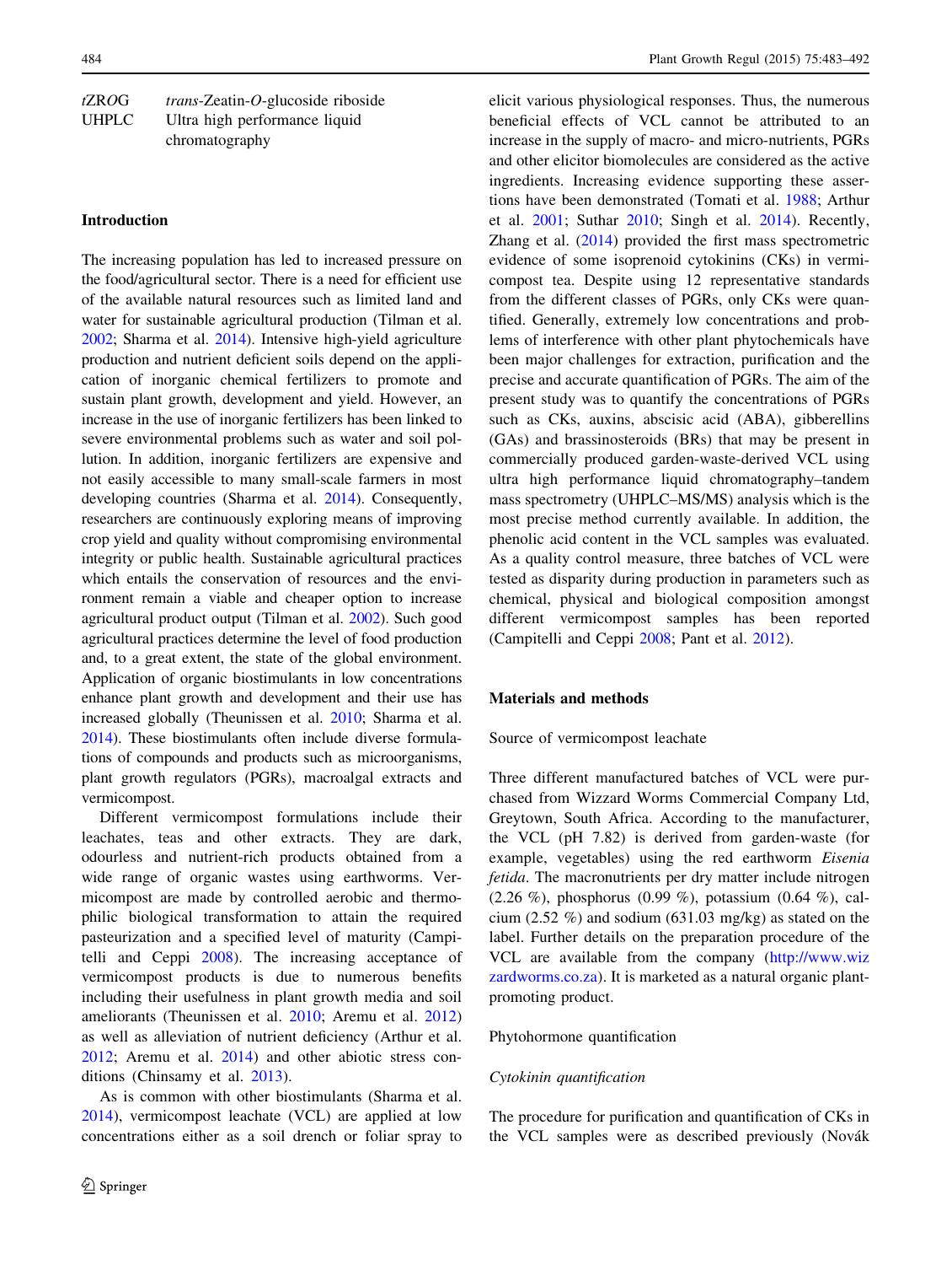| | |
|---|---|
| tZROG | *trans*-Zeatin-*O*-glucoside riboside |
| UHPLC | Ultra high performance liquid chromatography |

## Introduction

The increasing population has led to increased pressure on the food/agricultural sector. There is a need for efficient use of the available natural resources such as limited land and water for sustainable agricultural production (Tilman et al. 2002; Sharma et al. 2014). Intensive high-yield agriculture production and nutrient deficient soils depend on the application of inorganic chemical fertilizers to promote and sustain plant growth, development and yield. However, an increase in the use of inorganic fertilizers has been linked to severe environmental problems such as water and soil pollution. In addition, inorganic fertilizers are expensive and not easily accessible to many small-scale farmers in most developing countries (Sharma et al. 2014). Consequently, researchers are continuously exploring means of improving crop yield and quality without compromising environmental integrity or public health. Sustainable agricultural practices which entails the conservation of resources and the environment remain a viable and cheaper option to increase agricultural product output (Tilman et al. 2002). Such good agricultural practices determine the level of food production and, to a great extent, the state of the global environment. Application of organic biostimulants in low concentrations enhance plant growth and development and their use has increased globally (Theunissen et al. 2010; Sharma et al. 2014). These biostimulants often include diverse formulations of compounds and products such as microorganisms, plant growth regulators (PGRs), macroalgal extracts and vermicompost.

Different vermicompost formulations include their leachates, teas and other extracts. They are dark, odourless and nutrient-rich products obtained from a wide range of organic wastes using earthworms. Vermicompost are made by controlled aerobic and thermophilic biological transformation to attain the required pasteurization and a specified level of maturity (Campitelli and Ceppi 2008). The increasing acceptance of vermicompost products is due to numerous benefits including their usefulness in plant growth media and soil ameliorants (Theunissen et al. 2010; Aremu et al. 2012) as well as alleviation of nutrient deficiency (Arthur et al. 2012; Aremu et al. 2014) and other abiotic stress conditions (Chinsamy et al. 2013).

As is common with other biostimulants (Sharma et al. 2014), vermicompost leachate (VCL) are applied at low concentrations either as a soil drench or foliar spray to elicit various physiological responses. Thus, the numerous beneficial effects of VCL cannot be attributed to an increase in the supply of macro- and micro-nutrients, PGRs and other elicitor biomolecules are considered as the active ingredients. Increasing evidence supporting these assertions have been demonstrated (Tomati et al. 1988; Arthur et al. 2001; Suthar 2010; Singh et al. 2014). Recently, Zhang et al. (2014) provided the first mass spectrometric evidence of some isoprenoid cytokinins (CKs) in vermicompost tea. Despite using 12 representative standards from the different classes of PGRs, only CKs were quantified. Generally, extremely low concentrations and problems of interference with other plant phytochemicals have been major challenges for extraction, purification and the precise and accurate quantification of PGRs. The aim of the present study was to quantify the concentrations of PGRs such as CKs, auxins, abscisic acid (ABA), gibberellins (GAs) and brassinosteroids (BRs) that may be present in commercially produced garden-waste-derived VCL using ultra high performance liquid chromatography–tandem mass spectrometry (UHPLC–MS/MS) analysis which is the most precise method currently available. In addition, the phenolic acid content in the VCL samples was evaluated. As a quality control measure, three batches of VCL were tested as disparity during production in parameters such as chemical, physical and biological composition amongst different vermicompost samples has been reported (Campitelli and Ceppi 2008; Pant et al. 2012).

## Materials and methods

### Source of vermicompost leachate

Three different manufactured batches of VCL were purchased from Wizzard Worms Commercial Company Ltd, Greytown, South Africa. According to the manufacturer, the VCL (pH 7.82) is derived from garden-waste (for example, vegetables) using the red earthworm *Eisenia fetida*. The macronutrients per dry matter include nitrogen (2.26 %), phosphorus (0.99 %), potassium (0.64 %), calcium (2.52 %) and sodium (631.03 mg/kg) as stated on the label. Further details on the preparation procedure of the VCL are available from the company (http://www.wizzardworms.co.za). It is marketed as a natural organic plant-promoting product.

### Phytohormone quantification

#### Cytokinin quantification

The procedure for purification and quantification of CKs in the VCL samples were as described previously (Novák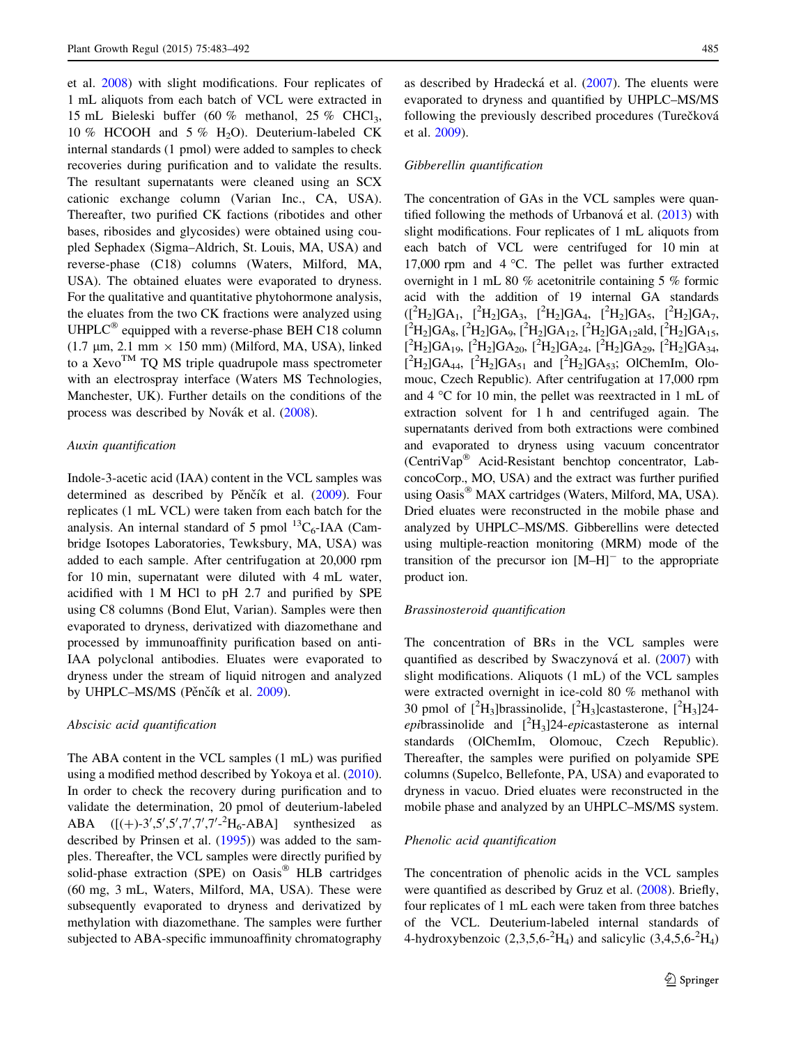et al. 2008) with slight modifications. Four replicates of 1 mL aliquots from each batch of VCL were extracted in 15 mL Bieleski buffer (60 % methanol, 25 % $CHCl_3$, 10 % HCOOH and 5 % $H_2O$). Deuterium-labeled CK internal standards (1 pmol) were added to samples to check recoveries during purification and to validate the results. The resultant supernatants were cleaned using an SCX cationic exchange column (Varian Inc., CA, USA). Thereafter, two purified CK factions (ribotides and other bases, ribosides and glycosides) were obtained using coupled Sephadex (Sigma–Aldrich, St. Louis, MA, USA) and reverse-phase (C18) columns (Waters, Milford, MA, USA). The obtained eluates were evaporated to dryness. For the qualitative and quantitative phytohormone analysis, the eluates from the two CK fractions were analyzed using UHPLC® equipped with a reverse-phase BEH C18 column (1.7 μm, 2.1 mm × 150 mm) (Milford, MA, USA), linked to a Xevo™ TQ MS triple quadrupole mass spectrometer with an electrospray interface (Waters MS Technologies, Manchester, UK). Further details on the conditions of the process was described by Novák et al. (2008).

### *Auxin quantification*

Indole-3-acetic acid (IAA) content in the VCL samples was determined as described by Pěnčík et al. (2009). Four replicates (1 mL VCL) were taken from each batch for the analysis. An internal standard of 5 pmol $^{13}C_6$-IAA (Cambridge Isotopes Laboratories, Tewksbury, MA, USA) was added to each sample. After centrifugation at 20,000 rpm for 10 min, supernatant were diluted with 4 mL water, acidified with 1 M HCl to pH 2.7 and purified by SPE using C8 columns (Bond Elut, Varian). Samples were then evaporated to dryness, derivatized with diazomethane and processed by immunoaffinity purification based on anti-IAA polyclonal antibodies. Eluates were evaporated to dryness under the stream of liquid nitrogen and analyzed by UHPLC–MS/MS (Pěnčík et al. 2009).

### *Abscisic acid quantification*

The ABA content in the VCL samples (1 mL) was purified using a modified method described by Yokoya et al. (2010). In order to check the recovery during purification and to validate the determination, 20 pmol of deuterium-labeled ABA ([(+)-3′,5′,5′,7′,7′,7′-$^2H_6$-ABA] synthesized as described by Prinsen et al. (1995)) was added to the samples. Thereafter, the VCL samples were directly purified by solid-phase extraction (SPE) on Oasis® HLB cartridges (60 mg, 3 mL, Waters, Milford, MA, USA). These were subsequently evaporated to dryness and derivatized by methylation with diazomethane. The samples were further subjected to ABA-specific immunoaffinity chromatography as described by Hradecká et al. (2007). The eluents were evaporated to dryness and quantified by UHPLC–MS/MS following the previously described procedures (Turečková et al. 2009).

### *Gibberellin quantification*

The concentration of GAs in the VCL samples were quantified following the methods of Urbanová et al. (2013) with slight modifications. Four replicates of 1 mL aliquots from each batch of VCL were centrifuged for 10 min at 17,000 rpm and 4 °C. The pellet was further extracted overnight in 1 mL 80 % acetonitrile containing 5 % formic acid with the addition of 19 internal GA standards ([$^2H_2$]GA$_1$, [$^2H_2$]GA$_3$, [$^2H_2$]GA$_4$, [$^2H_2$]GA$_5$, [$^2H_2$]GA$_7$, [$^2H_2$]GA$_8$, [$^2H_2$]GA$_9$, [$^2H_2$]GA$_{12}$, [$^2H_2$]GA$_{12}$ald, [$^2H_2$]GA$_{15}$, [$^2H_2$]GA$_{19}$, [$^2H_2$]GA$_{20}$, [$^2H_2$]GA$_{24}$, [$^2H_2$]GA$_{29}$, [$^2H_2$]GA$_{34}$, [$^2H_2$]GA$_{44}$, [$^2H_2$]GA$_{51}$ and [$^2H_2$]GA$_{53}$; OlChemIm, Olomouc, Czech Republic). After centrifugation at 17,000 rpm and 4 °C for 10 min, the pellet was reextracted in 1 mL of extraction solvent for 1 h and centrifuged again. The supernatants derived from both extractions were combined and evaporated to dryness using vacuum concentrator (CentriVap® Acid-Resistant benchtop concentrator, LabconcoCorp., MO, USA) and the extract was further purified using Oasis® MAX cartridges (Waters, Milford, MA, USA). Dried eluates were reconstructed in the mobile phase and analyzed by UHPLC–MS/MS. Gibberellins were detected using multiple-reaction monitoring (MRM) mode of the transition of the precursor ion $[M–H]^-$ to the appropriate product ion.

### *Brassinosteroid quantification*

The concentration of BRs in the VCL samples were quantified as described by Swaczynová et al. (2007) with slight modifications. Aliquots (1 mL) of the VCL samples were extracted overnight in ice-cold 80 % methanol with 30 pmol of [$^2H_3$]brassinolide, [$^2H_3$]castasterone, [$^2H_3$]24-*epi*brassinolide and [$^2H_3$]24-*epi*castasterone as internal standards (OlChemIm, Olomouc, Czech Republic). Thereafter, the samples were purified on polyamide SPE columns (Supelco, Bellefonte, PA, USA) and evaporated to dryness in vacuo. Dried eluates were reconstructed in the mobile phase and analyzed by an UHPLC–MS/MS system.

### *Phenolic acid quantification*

The concentration of phenolic acids in the VCL samples were quantified as described by Gruz et al. (2008). Briefly, four replicates of 1 mL each were taken from three batches of the VCL. Deuterium-labeled internal standards of 4-hydroxybenzoic (2,3,5,6-$^2H_4$) and salicylic (3,4,5,6-$^2H_4$)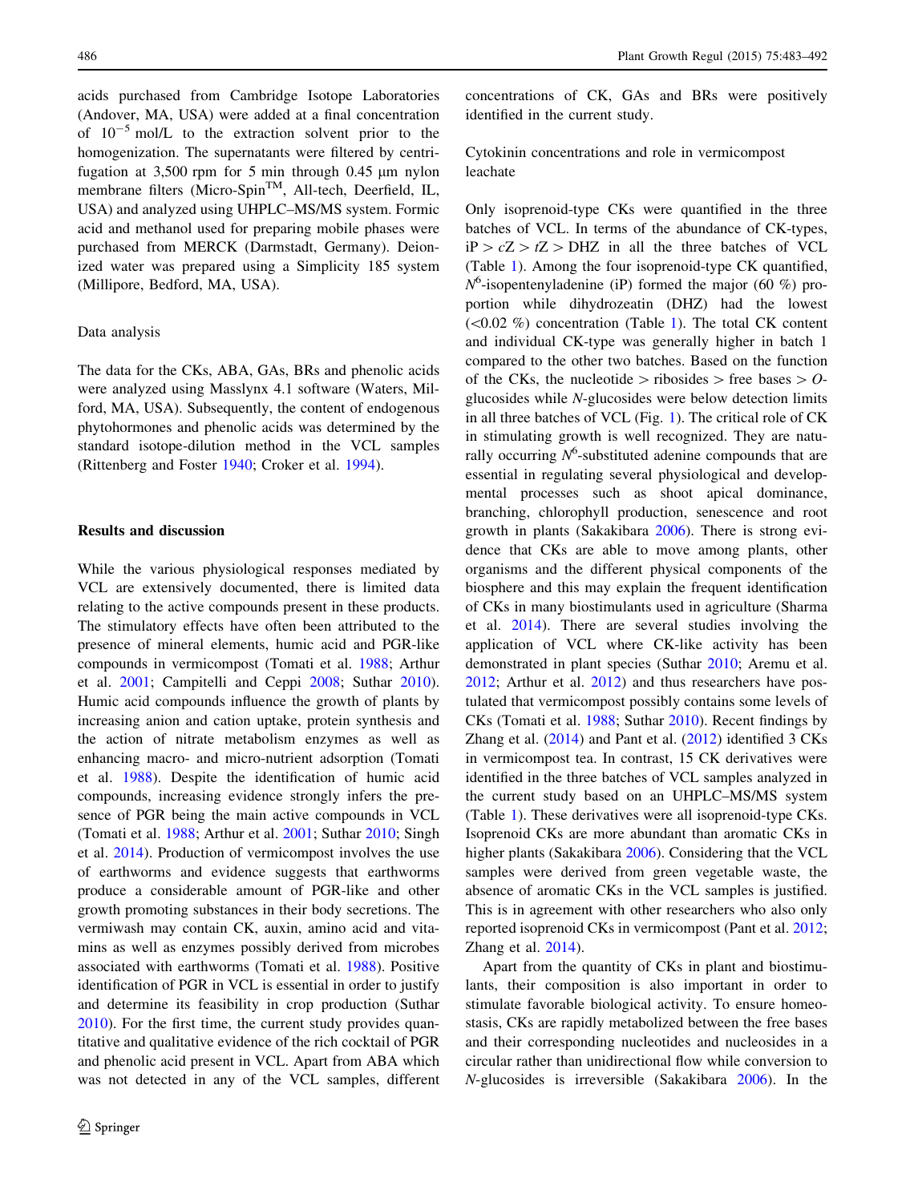acids purchased from Cambridge Isotope Laboratories (Andover, MA, USA) were added at a final concentration of $10^{-5}$ mol/L to the extraction solvent prior to the homogenization. The supernatants were filtered by centrifugation at 3,500 rpm for 5 min through 0.45 µm nylon membrane filters (Micro-Spin™, All-tech, Deerfield, IL, USA) and analyzed using UHPLC–MS/MS system. Formic acid and methanol used for preparing mobile phases were purchased from MERCK (Darmstadt, Germany). Deionized water was prepared using a Simplicity 185 system (Millipore, Bedford, MA, USA).

### Data analysis

The data for the CKs, ABA, GAs, BRs and phenolic acids were analyzed using Masslynx 4.1 software (Waters, Milford, MA, USA). Subsequently, the content of endogenous phytohormones and phenolic acids was determined by the standard isotope-dilution method in the VCL samples (Rittenberg and Foster 1940; Croker et al. 1994).

## Results and discussion

While the various physiological responses mediated by VCL are extensively documented, there is limited data relating to the active compounds present in these products. The stimulatory effects have often been attributed to the presence of mineral elements, humic acid and PGR-like compounds in vermicompost (Tomati et al. 1988; Arthur et al. 2001; Campitelli and Ceppi 2008; Suthar 2010). Humic acid compounds influence the growth of plants by increasing anion and cation uptake, protein synthesis and the action of nitrate metabolism enzymes as well as enhancing macro- and micro-nutrient adsorption (Tomati et al. 1988). Despite the identification of humic acid compounds, increasing evidence strongly infers the presence of PGR being the main active compounds in VCL (Tomati et al. 1988; Arthur et al. 2001; Suthar 2010; Singh et al. 2014). Production of vermicompost involves the use of earthworms and evidence suggests that earthworms produce a considerable amount of PGR-like and other growth promoting substances in their body secretions. The vermiwash may contain CK, auxin, amino acid and vitamins as well as enzymes possibly derived from microbes associated with earthworms (Tomati et al. 1988). Positive identification of PGR in VCL is essential in order to justify and determine its feasibility in crop production (Suthar 2010). For the first time, the current study provides quantitative and qualitative evidence of the rich cocktail of PGR and phenolic acids present in VCL. Apart from ABA which was not detected in any of the VCL samples, different concentrations of CK, GAs and BRs were positively identified in the current study.

### Cytokinin concentrations and role in vermicompost leachate

Only isoprenoid-type CKs were quantified in the three batches of VCL. In terms of the abundance of CK-types, iP > cZ > tZ > DHZ in all the three batches of VCL (Table 1). Among the four isoprenoid-type CK quantified, $N^6$-isopentenyladenine (iP) formed the major (60 %) proportion while dihydrozeatin (DHZ) had the lowest (<0.02 %) concentration (Table 1). The total CK content and individual CK-type was generally higher in batch 1 compared to the other two batches. Based on the function of the CKs, the nucleotide > ribosides > free bases > *O*-glucosides while *N*-glucosides were below detection limits in all three batches of VCL (Fig. 1). The critical role of CK in stimulating growth is well recognized. They are naturally occurring $N^6$-substituted adenine compounds that are essential in regulating several physiological and developmental processes such as shoot apical dominance, branching, chlorophyll production, senescence and root growth in plants (Sakakibara 2006). There is strong evidence that CKs are able to move among plants, other organisms and the different physical components of the biosphere and this may explain the frequent identification of CKs in many biostimulants used in agriculture (Sharma et al. 2014). There are several studies involving the application of VCL where CK-like activity has been demonstrated in plant species (Suthar 2010; Aremu et al. 2012; Arthur et al. 2012) and thus researchers have postulated that vermicompost possibly contains some levels of CKs (Tomati et al. 1988; Suthar 2010). Recent findings by Zhang et al. (2014) and Pant et al. (2012) identified 3 CKs in vermicompost tea. In contrast, 15 CK derivatives were identified in the three batches of VCL samples analyzed in the current study based on an UHPLC–MS/MS system (Table 1). These derivatives were all isoprenoid-type CKs. Isoprenoid CKs are more abundant than aromatic CKs in higher plants (Sakakibara 2006). Considering that the VCL samples were derived from green vegetable waste, the absence of aromatic CKs in the VCL samples is justified. This is in agreement with other researchers who also only reported isoprenoid CKs in vermicompost (Pant et al. 2012; Zhang et al. 2014).

Apart from the quantity of CKs in plant and biostimulants, their composition is also important in order to stimulate favorable biological activity. To ensure homeostasis, CKs are rapidly metabolized between the free bases and their corresponding nucleotides and nucleosides in a circular rather than unidirectional flow while conversion to *N*-glucosides is irreversible (Sakakibara 2006). In the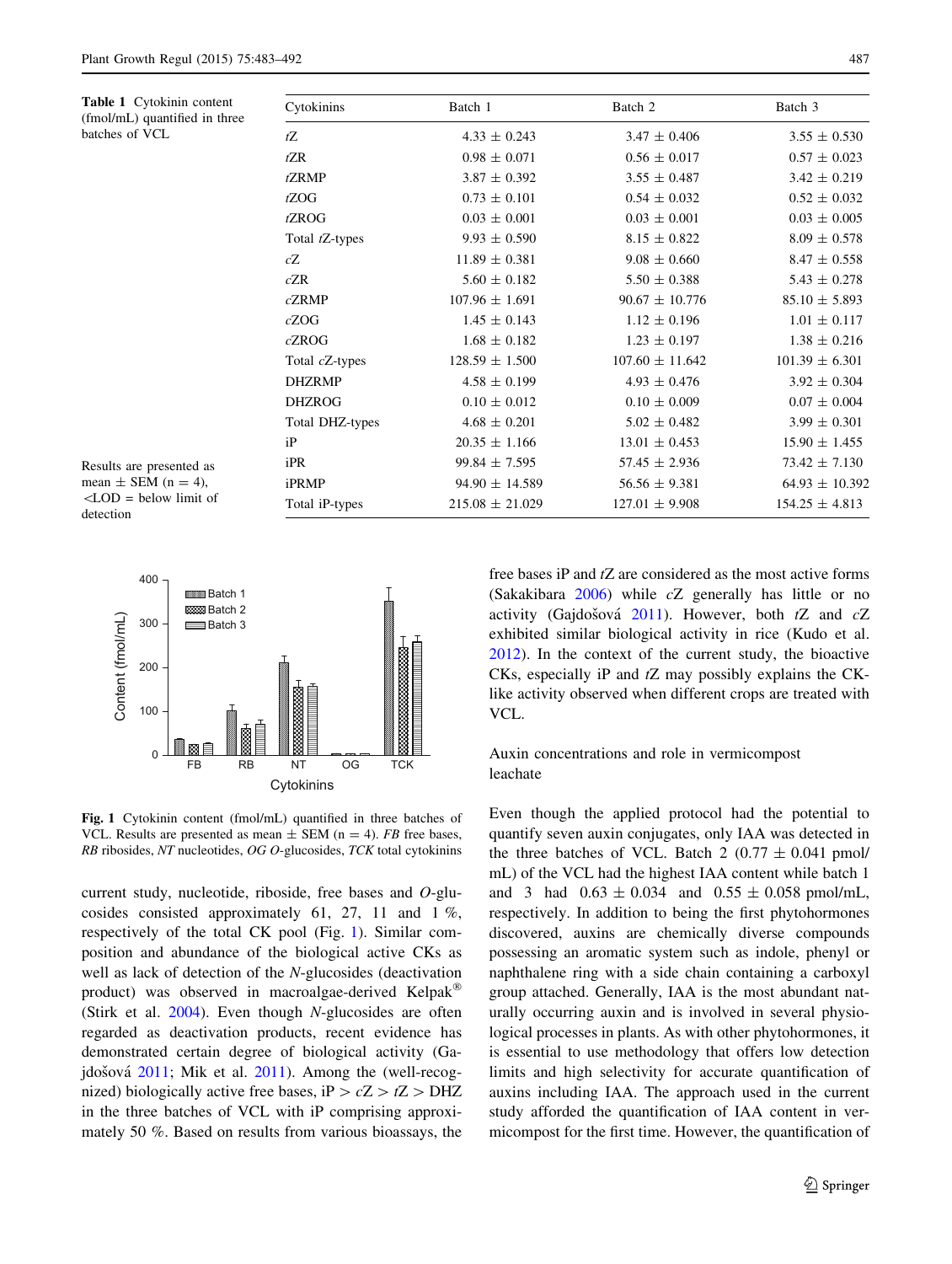**Table 1** Cytokinin content (fmol/mL) quantified in three batches of VCL

| Cytokinins | Batch 1 | Batch 2 | Batch 3 |
|---|---|---|---|
| *t*Z | 4.33 ± 0.243 | 3.47 ± 0.406 | 3.55 ± 0.530 |
| *t*ZR | 0.98 ± 0.071 | 0.56 ± 0.017 | 0.57 ± 0.023 |
| *t*ZRMP | 3.87 ± 0.392 | 3.55 ± 0.487 | 3.42 ± 0.219 |
| *t*ZOG | 0.73 ± 0.101 | 0.54 ± 0.032 | 0.52 ± 0.032 |
| *t*ZROG | 0.03 ± 0.001 | 0.03 ± 0.001 | 0.03 ± 0.005 |
| Total *t*Z-types | 9.93 ± 0.590 | 8.15 ± 0.822 | 8.09 ± 0.578 |
| *c*Z | 11.89 ± 0.381 | 9.08 ± 0.660 | 8.47 ± 0.558 |
| *c*ZR | 5.60 ± 0.182 | 5.50 ± 0.388 | 5.43 ± 0.278 |
| *c*ZRMP | 107.96 ± 1.691 | 90.67 ± 10.776 | 85.10 ± 5.893 |
| *c*ZOG | 1.45 ± 0.143 | 1.12 ± 0.196 | 1.01 ± 0.117 |
| *c*ZROG | 1.68 ± 0.182 | 1.23 ± 0.197 | 1.38 ± 0.216 |
| Total *c*Z-types | 128.59 ± 1.500 | 107.60 ± 11.642 | 101.39 ± 6.301 |
| DHZRMP | 4.58 ± 0.199 | 4.93 ± 0.476 | 3.92 ± 0.304 |
| DHZROG | 0.10 ± 0.012 | 0.10 ± 0.009 | 0.07 ± 0.004 |
| Total DHZ-types | 4.68 ± 0.201 | 5.02 ± 0.482 | 3.99 ± 0.301 |
| iP | 20.35 ± 1.166 | 13.01 ± 0.453 | 15.90 ± 1.455 |
| iPR | 99.84 ± 7.595 | 57.45 ± 2.936 | 73.42 ± 7.130 |
| iPRMP | 94.90 ± 14.589 | 56.56 ± 9.381 | 64.93 ± 10.392 |
| Total iP-types | 215.08 ± 21.029 | 127.01 ± 9.908 | 154.25 ± 4.813 |

Results are presented as mean ± SEM (n = 4), <LOD = below limit of detection

**Fig. 1** Cytokinin content (fmol/mL) quantified in three batches of VCL. Results are presented as mean ± SEM (n = 4). *FB* free bases, *RB* ribosides, *NT* nucleotides, *OG* *O*-glucosides, *TCK* total cytokinins

current study, nucleotide, riboside, free bases and *O*-glucosides consisted approximately 61, 27, 11 and 1 %, respectively of the total CK pool (Fig. 1). Similar composition and abundance of the biological active CKs as well as lack of detection of the *N*-glucosides (deactivation product) was observed in macroalgae-derived Kelpak® (Stirk et al. 2004). Even though *N*-glucosides are often regarded as deactivation products, recent evidence has demonstrated certain degree of biological activity (Gajdošová 2011; Mik et al. 2011). Among the (well-recognized) biologically active free bases, iP > *c*Z > *t*Z > DHZ in the three batches of VCL with iP comprising approximately 50 %. Based on results from various bioassays, the free bases iP and *t*Z are considered as the most active forms (Sakakibara 2006) while *c*Z generally has little or no activity (Gajdošová 2011). However, both *t*Z and *c*Z exhibited similar biological activity in rice (Kudo et al. 2012). In the context of the current study, the bioactive CKs, especially iP and *t*Z may possibly explains the CK-like activity observed when different crops are treated with VCL.

## Auxin concentrations and role in vermicompost leachate

Even though the applied protocol had the potential to quantify seven auxin conjugates, only IAA was detected in the three batches of VCL. Batch 2 (0.77 ± 0.041 pmol/mL) of the VCL had the highest IAA content while batch 1 and 3 had 0.63 ± 0.034 and 0.55 ± 0.058 pmol/mL, respectively. In addition to being the first phytohormones discovered, auxins are chemically diverse compounds possessing an aromatic system such as indole, phenyl or naphthalene ring with a side chain containing a carboxyl group attached. Generally, IAA is the most abundant naturally occurring auxin and is involved in several physiological processes in plants. As with other phytohormones, it is essential to use methodology that offers low detection limits and high selectivity for accurate quantification of auxins including IAA. The approach used in the current study afforded the quantification of IAA content in vermicompost for the first time. However, the quantification of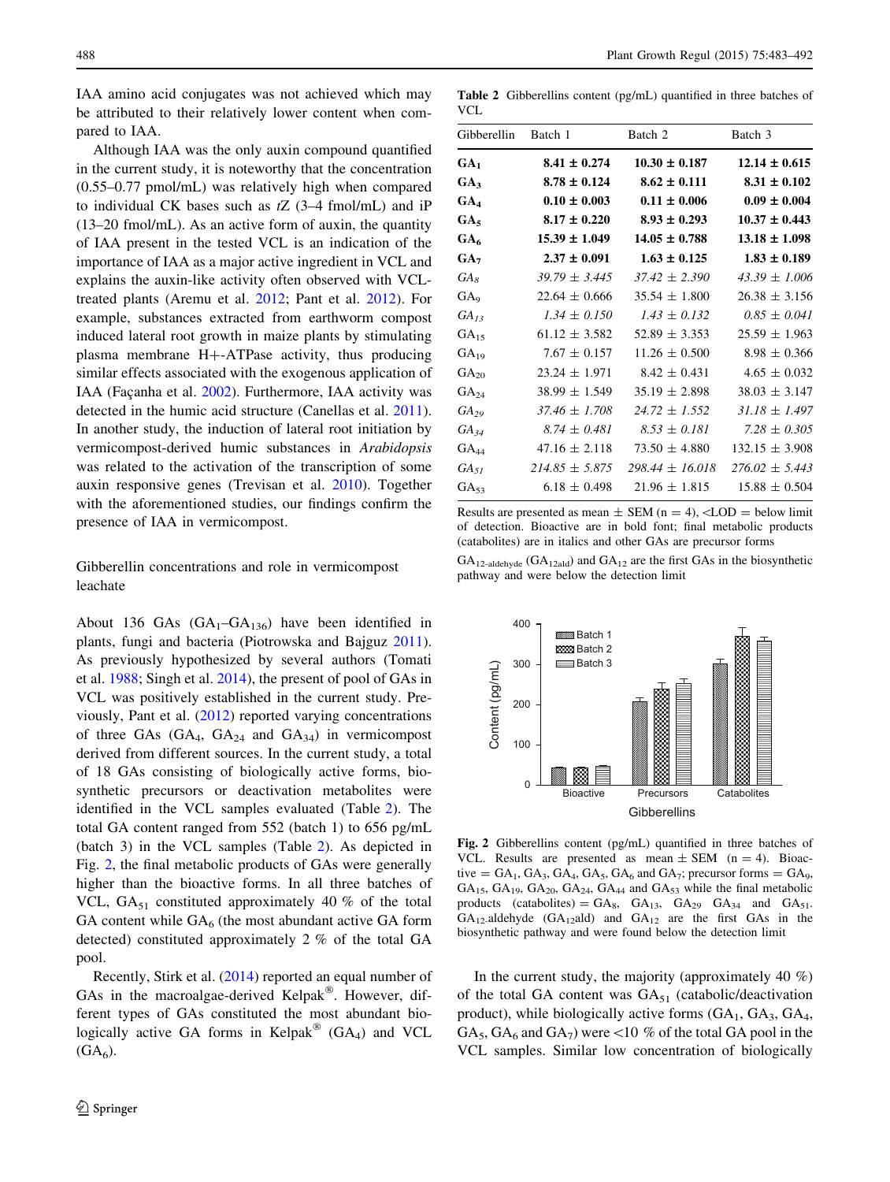IAA amino acid conjugates was not achieved which may be attributed to their relatively lower content when compared to IAA.

Although IAA was the only auxin compound quantified in the current study, it is noteworthy that the concentration (0.55–0.77 pmol/mL) was relatively high when compared to individual CK bases such as *t*Z (3–4 fmol/mL) and iP (13–20 fmol/mL). As an active form of auxin, the quantity of IAA present in the tested VCL is an indication of the importance of IAA as a major active ingredient in VCL and explains the auxin-like activity often observed with VCL-treated plants (Aremu et al. 2012; Pant et al. 2012). For example, substances extracted from earthworm compost induced lateral root growth in maize plants by stimulating plasma membrane H+-ATPase activity, thus producing similar effects associated with the exogenous application of IAA (Façanha et al. 2002). Furthermore, IAA activity was detected in the humic acid structure (Canellas et al. 2011). In another study, the induction of lateral root initiation by vermicompost-derived humic substances in *Arabidopsis* was related to the activation of the transcription of some auxin responsive genes (Trevisan et al. 2010). Together with the aforementioned studies, our findings confirm the presence of IAA in vermicompost.

## Gibberellin concentrations and role in vermicompost leachate

About 136 GAs ($GA_1$–$GA_{136}$) have been identified in plants, fungi and bacteria (Piotrowska and Bajguz 2011). As previously hypothesized by several authors (Tomati et al. 1988; Singh et al. 2014), the present of pool of GAs in VCL was positively established in the current study. Previously, Pant et al. (2012) reported varying concentrations of three GAs ($GA_4$, $GA_{24}$ and $GA_{34}$) in vermicompost derived from different sources. In the current study, a total of 18 GAs consisting of biologically active forms, biosynthetic precursors or deactivation metabolites were identified in the VCL samples evaluated (Table 2). The total GA content ranged from 552 (batch 1) to 656 pg/mL (batch 3) in the VCL samples (Table 2). As depicted in Fig. 2, the final metabolic products of GAs were generally higher than the bioactive forms. In all three batches of VCL, $GA_{51}$ constituted approximately 40 % of the total GA content while $GA_6$ (the most abundant active GA form detected) constituted approximately 2 % of the total GA pool.

Recently, Stirk et al. (2014) reported an equal number of GAs in the macroalgae-derived Kelpak®. However, different types of GAs constituted the most abundant biologically active GA forms in Kelpak® ($GA_4$) and VCL ($GA_6$).

**Table 2** Gibberellins content (pg/mL) quantified in three batches of VCL

| Gibberellin | Batch 1 | Batch 2 | Batch 3 |
|---|---|---|---|
| **$GA_1$** | **8.41 ± 0.274** | **10.30 ± 0.187** | **12.14 ± 0.615** |
| **$GA_3$** | **8.78 ± 0.124** | **8.62 ± 0.111** | **8.31 ± 0.102** |
| **$GA_4$** | **0.10 ± 0.003** | **0.11 ± 0.006** | **0.09 ± 0.004** |
| **$GA_5$** | **8.17 ± 0.220** | **8.93 ± 0.293** | **10.37 ± 0.443** |
| **$GA_6$** | **15.39 ± 1.049** | **14.05 ± 0.788** | **13.18 ± 1.098** |
| **$GA_7$** | **2.37 ± 0.091** | **1.63 ± 0.125** | **1.83 ± 0.189** |
| *$GA_8$* | *39.79 ± 3.445* | *37.42 ± 2.390* | *43.39 ± 1.006* |
| $GA_9$ | 22.64 ± 0.666 | 35.54 ± 1.800 | 26.38 ± 3.156 |
| *$GA_{13}$* | *1.34 ± 0.150* | *1.43 ± 0.132* | *0.85 ± 0.041* |
| $GA_{15}$ | 61.12 ± 3.582 | 52.89 ± 3.353 | 25.59 ± 1.963 |
| $GA_{19}$ | 7.67 ± 0.157 | 11.26 ± 0.500 | 8.98 ± 0.366 |
| $GA_{20}$ | 23.24 ± 1.971 | 8.42 ± 0.431 | 4.65 ± 0.032 |
| $GA_{24}$ | 38.99 ± 1.549 | 35.19 ± 2.898 | 38.03 ± 3.147 |
| *$GA_{29}$* | *37.46 ± 1.708* | *24.72 ± 1.552* | *31.18 ± 1.497* |
| *$GA_{34}$* | *8.74 ± 0.481* | *8.53 ± 0.181* | *7.28 ± 0.305* |
| $GA_{44}$ | 47.16 ± 2.118 | 73.50 ± 4.880 | 132.15 ± 3.908 |
| *$GA_{51}$* | *214.85 ± 5.875* | *298.44 ± 16.018* | *276.02 ± 5.443* |
| $GA_{53}$ | 6.18 ± 0.498 | 21.96 ± 1.815 | 15.88 ± 0.504 |

Results are presented as mean ± SEM (n = 4), <LOD = below limit of detection. Bioactive are in bold font; final metabolic products (catabolites) are in italics and other GAs are precursor forms

$GA_{12\text{-aldehyde}}$ ($GA_{12ald}$) and $GA_{12}$ are the first GAs in the biosynthetic pathway and were below the detection limit

**Fig. 2** Gibberellins content (pg/mL) quantified in three batches of VCL. Results are presented as mean ± SEM (n = 4). Bioactive = $GA_1$, $GA_3$, $GA_4$, $GA_5$, $GA_6$ and $GA_7$; precursor forms = $GA_9$, $GA_{15}$, $GA_{19}$, $GA_{20}$, $GA_{24}$, $GA_{44}$ and $GA_{53}$ while the final metabolic products (catabolites) = $GA_8$, $GA_{13}$, $GA_{29}$ $GA_{34}$ and $GA_{51}$. $GA_{12}$aldehyde ($GA_{12}$ald) and $GA_{12}$ are the first GAs in the biosynthetic pathway and were found below the detection limit

In the current study, the majority (approximately 40 %) of the total GA content was $GA_{51}$ (catabolic/deactivation product), while biologically active forms ($GA_1$, $GA_3$, $GA_4$, $GA_5$, $GA_6$ and $GA_7$) were <10 % of the total GA pool in the VCL samples. Similar low concentration of biologically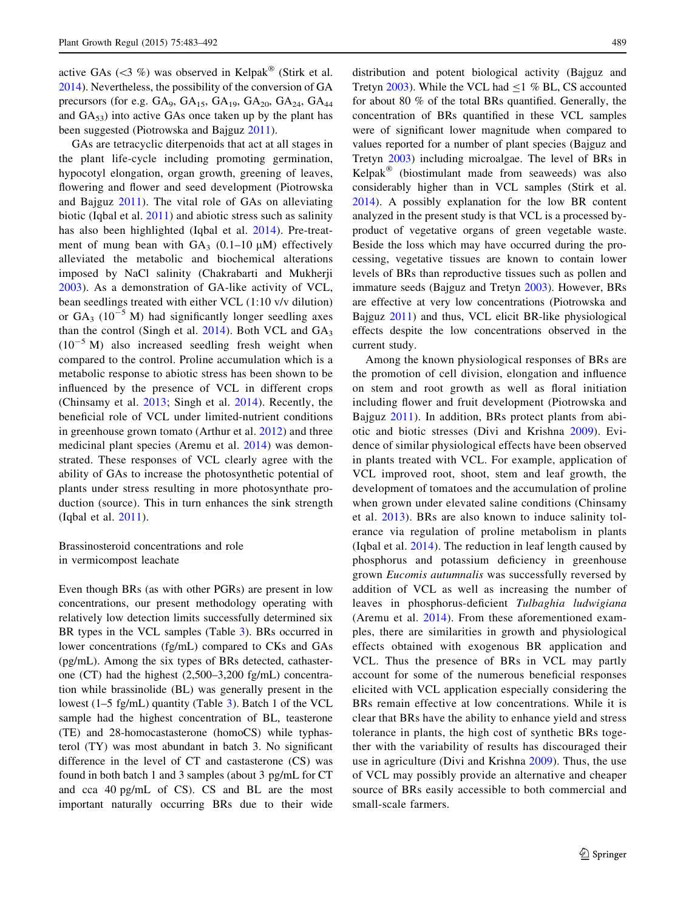active GAs (<3 %) was observed in Kelpak® (Stirk et al. 2014). Nevertheless, the possibility of the conversion of GA precursors (for e.g. $GA_9$, $GA_{15}$, $GA_{19}$, $GA_{20}$, $GA_{24}$, $GA_{44}$ and $GA_{53}$) into active GAs once taken up by the plant has been suggested (Piotrowska and Bajguz 2011).

GAs are tetracyclic diterpenoids that act at all stages in the plant life-cycle including promoting germination, hypocotyl elongation, organ growth, greening of leaves, flowering and flower and seed development (Piotrowska and Bajguz 2011). The vital role of GAs on alleviating biotic (Iqbal et al. 2011) and abiotic stress such as salinity has also been highlighted (Iqbal et al. 2014). Pre-treatment of mung bean with $GA_3$ (0.1–10 μM) effectively alleviated the metabolic and biochemical alterations imposed by NaCl salinity (Chakrabarti and Mukherji 2003). As a demonstration of GA-like activity of VCL, bean seedlings treated with either VCL (1:10 v/v dilution) or $GA_3$ ($10^{-5}$ M) had significantly longer seedling axes than the control (Singh et al. 2014). Both VCL and $GA_3$ ($10^{-5}$ M) also increased seedling fresh weight when compared to the control. Proline accumulation which is a metabolic response to abiotic stress has been shown to be influenced by the presence of VCL in different crops (Chinsamy et al. 2013; Singh et al. 2014). Recently, the beneficial role of VCL under limited-nutrient conditions in greenhouse grown tomato (Arthur et al. 2012) and three medicinal plant species (Aremu et al. 2014) was demonstrated. These responses of VCL clearly agree with the ability of GAs to increase the photosynthetic potential of plants under stress resulting in more photosynthate production (source). This in turn enhances the sink strength (Iqbal et al. 2011).

### Brassinosteroid concentrations and role in vermicompost leachate

Even though BRs (as with other PGRs) are present in low concentrations, our present methodology operating with relatively low detection limits successfully determined six BR types in the VCL samples (Table 3). BRs occurred in lower concentrations (fg/mL) compared to CKs and GAs (pg/mL). Among the six types of BRs detected, cathasterone (CT) had the highest (2,500–3,200 fg/mL) concentration while brassinolide (BL) was generally present in the lowest (1–5 fg/mL) quantity (Table 3). Batch 1 of the VCL sample had the highest concentration of BL, teasterone (TE) and 28-homocastasterone (homoCS) while typhasterol (TY) was most abundant in batch 3. No significant difference in the level of CT and castasterone (CS) was found in both batch 1 and 3 samples (about 3 pg/mL for CT and cca 40 pg/mL of CS). CS and BL are the most important naturally occurring BRs due to their wide distribution and potent biological activity (Bajguz and Tretyn 2003). While the VCL had ≤1 % BL, CS accounted for about 80 % of the total BRs quantified. Generally, the concentration of BRs quantified in these VCL samples were of significant lower magnitude when compared to values reported for a number of plant species (Bajguz and Tretyn 2003) including microalgae. The level of BRs in Kelpak® (biostimulant made from seaweeds) was also considerably higher than in VCL samples (Stirk et al. 2014). A possibly explanation for the low BR content analyzed in the present study is that VCL is a processed by-product of vegetative organs of green vegetable waste. Beside the loss which may have occurred during the processing, vegetative tissues are known to contain lower levels of BRs than reproductive tissues such as pollen and immature seeds (Bajguz and Tretyn 2003). However, BRs are effective at very low concentrations (Piotrowska and Bajguz 2011) and thus, VCL elicit BR-like physiological effects despite the low concentrations observed in the current study.

Among the known physiological responses of BRs are the promotion of cell division, elongation and influence on stem and root growth as well as floral initiation including flower and fruit development (Piotrowska and Bajguz 2011). In addition, BRs protect plants from abiotic and biotic stresses (Divi and Krishna 2009). Evidence of similar physiological effects have been observed in plants treated with VCL. For example, application of VCL improved root, shoot, stem and leaf growth, the development of tomatoes and the accumulation of proline when grown under elevated saline conditions (Chinsamy et al. 2013). BRs are also known to induce salinity tolerance via regulation of proline metabolism in plants (Iqbal et al. 2014). The reduction in leaf length caused by phosphorus and potassium deficiency in greenhouse grown *Eucomis autumnalis* was successfully reversed by addition of VCL as well as increasing the number of leaves in phosphorus-deficient *Tulbaghia ludwigiana* (Aremu et al. 2014). From these aforementioned examples, there are similarities in growth and physiological effects obtained with exogenous BR application and VCL. Thus the presence of BRs in VCL may partly account for some of the numerous beneficial responses elicited with VCL application especially considering the BRs remain effective at low concentrations. While it is clear that BRs have the ability to enhance yield and stress tolerance in plants, the high cost of synthetic BRs together with the variability of results has discouraged their use in agriculture (Divi and Krishna 2009). Thus, the use of VCL may possibly provide an alternative and cheaper source of BRs easily accessible to both commercial and small-scale farmers.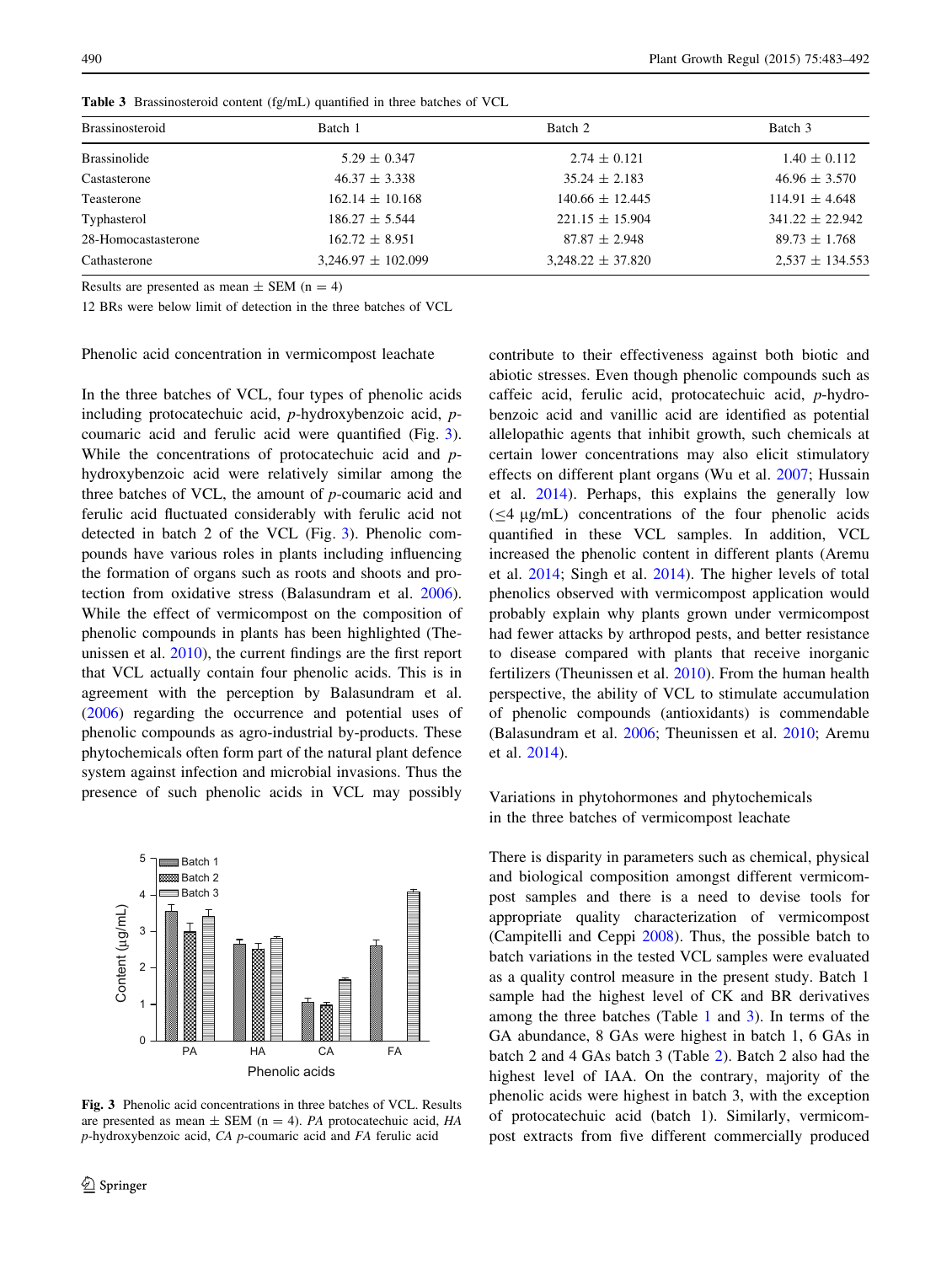**Table 3** Brassinosteroid content (fg/mL) quantified in three batches of VCL

| Brassinosteroid | Batch 1 | Batch 2 | Batch 3 |
|---|---|---|---|
| Brassinolide | 5.29 ± 0.347 | 2.74 ± 0.121 | 1.40 ± 0.112 |
| Castasterone | 46.37 ± 3.338 | 35.24 ± 2.183 | 46.96 ± 3.570 |
| Teasterone | 162.14 ± 10.168 | 140.66 ± 12.445 | 114.91 ± 4.648 |
| Typhasterol | 186.27 ± 5.544 | 221.15 ± 15.904 | 341.22 ± 22.942 |
| 28-Homocastasterone | 162.72 ± 8.951 | 87.87 ± 2.948 | 89.73 ± 1.768 |
| Cathasterone | 3,246.97 ± 102.099 | 3,248.22 ± 37.820 | 2,537 ± 134.553 |

Results are presented as mean ± SEM (n = 4)

12 BRs were below limit of detection in the three batches of VCL

Phenolic acid concentration in vermicompost leachate

In the three batches of VCL, four types of phenolic acids including protocatechuic acid, *p*-hydroxybenzoic acid, *p*-coumaric acid and ferulic acid were quantified (Fig. 3). While the concentrations of protocatechuic acid and *p*-hydroxybenzoic acid were relatively similar among the three batches of VCL, the amount of *p*-coumaric acid and ferulic acid fluctuated considerably with ferulic acid not detected in batch 2 of the VCL (Fig. 3). Phenolic compounds have various roles in plants including influencing the formation of organs such as roots and shoots and protection from oxidative stress (Balasundram et al. 2006). While the effect of vermicompost on the composition of phenolic compounds in plants has been highlighted (Theunissen et al. 2010), the current findings are the first report that VCL actually contain four phenolic acids. This is in agreement with the perception by Balasundram et al. (2006) regarding the occurrence and potential uses of phenolic compounds as agro-industrial by-products. These phytochemicals often form part of the natural plant defence system against infection and microbial invasions. Thus the presence of such phenolic acids in VCL may possibly contribute to their effectiveness against both biotic and abiotic stresses. Even though phenolic compounds such as caffeic acid, ferulic acid, protocatechuic acid, *p*-hydrobenzoic acid and vanillic acid are identified as potential allelopathic agents that inhibit growth, such chemicals at certain lower concentrations may also elicit stimulatory effects on different plant organs (Wu et al. 2007; Hussain et al. 2014). Perhaps, this explains the generally low (≤4 µg/mL) concentrations of the four phenolic acids quantified in these VCL samples. In addition, VCL increased the phenolic content in different plants (Aremu et al. 2014; Singh et al. 2014). The higher levels of total phenolics observed with vermicompost application would probably explain why plants grown under vermicompost had fewer attacks by arthropod pests, and better resistance to disease compared with plants that receive inorganic fertilizers (Theunissen et al. 2010). From the human health perspective, the ability of VCL to stimulate accumulation of phenolic compounds (antioxidants) is commendable (Balasundram et al. 2006; Theunissen et al. 2010; Aremu et al. 2014).

**Fig. 3** Phenolic acid concentrations in three batches of VCL. Results are presented as mean ± SEM (n = 4). *PA* protocatechuic acid, *HA* *p*-hydroxybenzoic acid, *CA* *p*-coumaric acid and *FA* ferulic acid

Variations in phytohormones and phytochemicals in the three batches of vermicompost leachate

There is disparity in parameters such as chemical, physical and biological composition amongst different vermicompost samples and there is a need to devise tools for appropriate quality characterization of vermicompost (Campitelli and Ceppi 2008). Thus, the possible batch to batch variations in the tested VCL samples were evaluated as a quality control measure in the present study. Batch 1 sample had the highest level of CK and BR derivatives among the three batches (Table 1 and 3). In terms of the GA abundance, 8 GAs were highest in batch 1, 6 GAs in batch 2 and 4 GAs batch 3 (Table 2). Batch 2 also had the highest level of IAA. On the contrary, majority of the phenolic acids were highest in batch 3, with the exception of protocatechuic acid (batch 1). Similarly, vermicompost extracts from five different commercially produced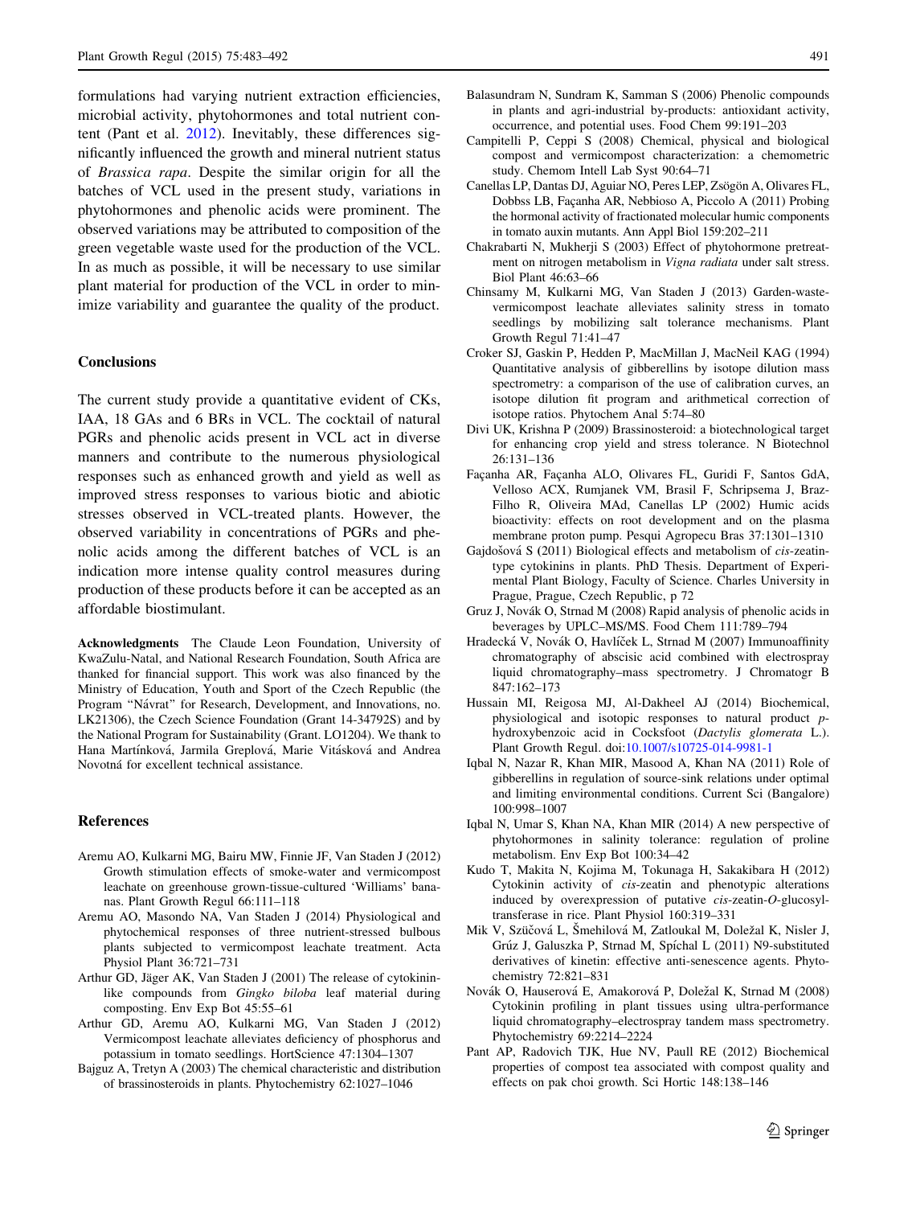formulations had varying nutrient extraction efficiencies, microbial activity, phytohormones and total nutrient content (Pant et al. 2012). Inevitably, these differences significantly influenced the growth and mineral nutrient status of *Brassica rapa*. Despite the similar origin for all the batches of VCL used in the present study, variations in phytohormones and phenolic acids were prominent. The observed variations may be attributed to composition of the green vegetable waste used for the production of the VCL. In as much as possible, it will be necessary to use similar plant material for production of the VCL in order to minimize variability and guarantee the quality of the product.

## Conclusions

The current study provide a quantitative evident of CKs, IAA, 18 GAs and 6 BRs in VCL. The cocktail of natural PGRs and phenolic acids present in VCL act in diverse manners and contribute to the numerous physiological responses such as enhanced growth and yield as well as improved stress responses to various biotic and abiotic stresses observed in VCL-treated plants. However, the observed variability in concentrations of PGRs and phenolic acids among the different batches of VCL is an indication more intense quality control measures during production of these products before it can be accepted as an affordable biostimulant.

**Acknowledgments** The Claude Leon Foundation, University of KwaZulu-Natal, and National Research Foundation, South Africa are thanked for financial support. This work was also financed by the Ministry of Education, Youth and Sport of the Czech Republic (the Program "Návrat" for Research, Development, and Innovations, no. LK21306), the Czech Science Foundation (Grant 14-34792S) and by the National Program for Sustainability (Grant. LO1204). We thank to Hana Martínková, Jarmila Greplová, Marie Vitásková and Andrea Novotná for excellent technical assistance.

## References

Aremu AO, Kulkarni MG, Bairu MW, Finnie JF, Van Staden J (2012) Growth stimulation effects of smoke-water and vermicompost leachate on greenhouse grown-tissue-cultured 'Williams' bananas. Plant Growth Regul 66:111–118

Aremu AO, Masondo NA, Van Staden J (2014) Physiological and phytochemical responses of three nutrient-stressed bulbous plants subjected to vermicompost leachate treatment. Acta Physiol Plant 36:721–731

Arthur GD, Jäger AK, Van Staden J (2001) The release of cytokinin-like compounds from *Gingko biloba* leaf material during composting. Env Exp Bot 45:55–61

Arthur GD, Aremu AO, Kulkarni MG, Van Staden J (2012) Vermicompost leachate alleviates deficiency of phosphorus and potassium in tomato seedlings. HortScience 47:1304–1307

Bajguz A, Tretyn A (2003) The chemical characteristic and distribution of brassinosteroids in plants. Phytochemistry 62:1027–1046

Balasundram N, Sundram K, Samman S (2006) Phenolic compounds in plants and agri-industrial by-products: antioxidant activity, occurrence, and potential uses. Food Chem 99:191–203

Campitelli P, Ceppi S (2008) Chemical, physical and biological compost and vermicompost characterization: a chemometric study. Chemom Intell Lab Syst 90:64–71

Canellas LP, Dantas DJ, Aguiar NO, Peres LEP, Zsögön A, Olivares FL, Dobbss LB, Façanha AR, Nebbioso A, Piccolo A (2011) Probing the hormonal activity of fractionated molecular humic components in tomato auxin mutants. Ann Appl Biol 159:202–211

Chakrabarti N, Mukherji S (2003) Effect of phytohormone pretreatment on nitrogen metabolism in *Vigna radiata* under salt stress. Biol Plant 46:63–66

Chinsamy M, Kulkarni MG, Van Staden J (2013) Garden-waste-vermicompost leachate alleviates salinity stress in tomato seedlings by mobilizing salt tolerance mechanisms. Plant Growth Regul 71:41–47

Croker SJ, Gaskin P, Hedden P, MacMillan J, MacNeil KAG (1994) Quantitative analysis of gibberellins by isotope dilution mass spectrometry: a comparison of the use of calibration curves, an isotope dilution fit program and arithmetical correction of isotope ratios. Phytochem Anal 5:74–80

Divi UK, Krishna P (2009) Brassinosteroid: a biotechnological target for enhancing crop yield and stress tolerance. N Biotechnol 26:131–136

Façanha AR, Façanha ALO, Olivares FL, Guridi F, Santos GdA, Velloso ACX, Rumjanek VM, Brasil F, Schripsema J, Braz-Filho R, Oliveira MAd, Canellas LP (2002) Humic acids bioactivity: effects on root development and on the plasma membrane proton pump. Pesqui Agropecu Bras 37:1301–1310

Gajdošová S (2011) Biological effects and metabolism of *cis*-zeatin-type cytokinins in plants. PhD Thesis. Department of Experimental Plant Biology, Faculty of Science. Charles University in Prague, Prague, Czech Republic, p 72

Gruz J, Novák O, Strnad M (2008) Rapid analysis of phenolic acids in beverages by UPLC–MS/MS. Food Chem 111:789–794

Hradecká V, Novák O, Havlíček L, Strnad M (2007) Immunoaffinity chromatography of abscisic acid combined with electrospray liquid chromatography–mass spectrometry. J Chromatogr B 847:162–173

Hussain MI, Reigosa MJ, Al-Dakheel AJ (2014) Biochemical, physiological and isotopic responses to natural product *p*-hydroxybenzoic acid in Cocksfoot (*Dactylis glomerata* L.). Plant Growth Regul. doi:10.1007/s10725-014-9981-1

Iqbal N, Nazar R, Khan MIR, Masood A, Khan NA (2011) Role of gibberellins in regulation of source-sink relations under optimal and limiting environmental conditions. Current Sci (Bangalore) 100:998–1007

Iqbal N, Umar S, Khan NA, Khan MIR (2014) A new perspective of phytohormones in salinity tolerance: regulation of proline metabolism. Env Exp Bot 100:34–42

Kudo T, Makita N, Kojima M, Tokunaga H, Sakakibara H (2012) Cytokinin activity of *cis*-zeatin and phenotypic alterations induced by overexpression of putative *cis*-zeatin-*O*-glucosyltransferase in rice. Plant Physiol 160:319–331

Mik V, Szüčová L, Šmehilová M, Zatloukal M, Doležal K, Nisler J, Grúz J, Galuszka P, Strnad M, Spíchal L (2011) N9-substituted derivatives of kinetin: effective anti-senescence agents. Phytochemistry 72:821–831

Novák O, Hauserová E, Amakorová P, Doležal K, Strnad M (2008) Cytokinin profiling in plant tissues using ultra-performance liquid chromatography–electrospray tandem mass spectrometry. Phytochemistry 69:2214–2224

Pant AP, Radovich TJK, Hue NV, Paull RE (2012) Biochemical properties of compost tea associated with compost quality and effects on pak choi growth. Sci Hortic 148:138–146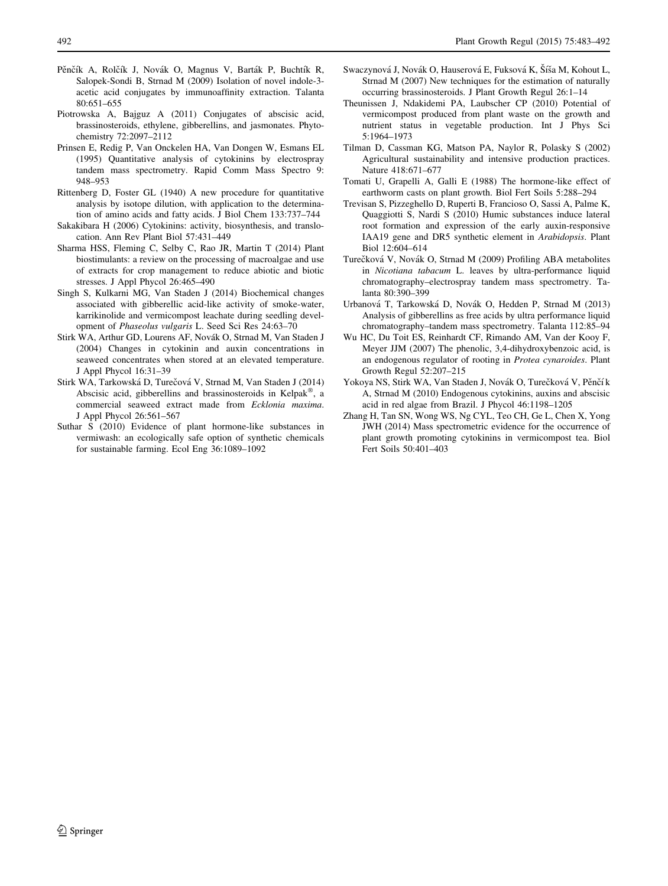Pěnčík A, Rolčík J, Novák O, Magnus V, Barták P, Buchtík R, Salopek-Sondi B, Strnad M (2009) Isolation of novel indole-3-acetic acid conjugates by immunoaffinity extraction. Talanta 80:651–655

Piotrowska A, Bajguz A (2011) Conjugates of abscisic acid, brassinosteroids, ethylene, gibberellins, and jasmonates. Phytochemistry 72:2097–2112

Prinsen E, Redig P, Van Onckelen HA, Van Dongen W, Esmans EL (1995) Quantitative analysis of cytokinins by electrospray tandem mass spectrometry. Rapid Comm Mass Spectro 9: 948–953

Rittenberg D, Foster GL (1940) A new procedure for quantitative analysis by isotope dilution, with application to the determination of amino acids and fatty acids. J Biol Chem 133:737–744

Sakakibara H (2006) Cytokinins: activity, biosynthesis, and translocation. Ann Rev Plant Biol 57:431–449

Sharma HSS, Fleming C, Selby C, Rao JR, Martin T (2014) Plant biostimulants: a review on the processing of macroalgae and use of extracts for crop management to reduce abiotic and biotic stresses. J Appl Phycol 26:465–490

Singh S, Kulkarni MG, Van Staden J (2014) Biochemical changes associated with gibberellic acid-like activity of smoke-water, karrikinolide and vermicompost leachate during seedling development of *Phaseolus vulgaris* L. Seed Sci Res 24:63–70

Stirk WA, Arthur GD, Lourens AF, Novák O, Strnad M, Van Staden J (2004) Changes in cytokinin and auxin concentrations in seaweed concentrates when stored at an elevated temperature. J Appl Phycol 16:31–39

Stirk WA, Tarkowská D, Turečová V, Strnad M, Van Staden J (2014) Abscisic acid, gibberellins and brassinosteroids in Kelpak®, a commercial seaweed extract made from *Ecklonia maxima*. J Appl Phycol 26:561–567

Suthar S (2010) Evidence of plant hormone-like substances in vermiwash: an ecologically safe option of synthetic chemicals for sustainable farming. Ecol Eng 36:1089–1092

Swaczynová J, Novák O, Hauserová E, Fuksová K, Šíša M, Kohout L, Strnad M (2007) New techniques for the estimation of naturally occurring brassinosteroids. J Plant Growth Regul 26:1–14

Theunissen J, Ndakidemi PA, Laubscher CP (2010) Potential of vermicompost produced from plant waste on the growth and nutrient status in vegetable production. Int J Phys Sci 5:1964–1973

Tilman D, Cassman KG, Matson PA, Naylor R, Polasky S (2002) Agricultural sustainability and intensive production practices. Nature 418:671–677

Tomati U, Grapelli A, Galli E (1988) The hormone-like effect of earthworm casts on plant growth. Biol Fert Soils 5:288–294

Trevisan S, Pizzeghello D, Ruperti B, Francioso O, Sassi A, Palme K, Quaggiotti S, Nardi S (2010) Humic substances induce lateral root formation and expression of the early auxin-responsive IAA19 gene and DR5 synthetic element in *Arabidopsis*. Plant Biol 12:604–614

Turečková V, Novák O, Strnad M (2009) Profiling ABA metabolites in *Nicotiana tabacum* L. leaves by ultra-performance liquid chromatography–electrospray tandem mass spectrometry. Talanta 80:390–399

Urbanová T, Tarkowská D, Novák O, Hedden P, Strnad M (2013) Analysis of gibberellins as free acids by ultra performance liquid chromatography–tandem mass spectrometry. Talanta 112:85–94

Wu HC, Du Toit ES, Reinhardt CF, Rimando AM, Van der Kooy F, Meyer JJM (2007) The phenolic, 3,4-dihydroxybenzoic acid, is an endogenous regulator of rooting in *Protea cynaroides*. Plant Growth Regul 52:207–215

Yokoya NS, Stirk WA, Van Staden J, Novák O, Turečková V, Pěnčík A, Strnad M (2010) Endogenous cytokinins, auxins and abscisic acid in red algae from Brazil. J Phycol 46:1198–1205

Zhang H, Tan SN, Wong WS, Ng CYL, Teo CH, Ge L, Chen X, Yong JWH (2014) Mass spectrometric evidence for the occurrence of plant growth promoting cytokinins in vermicompost tea. Biol Fert Soils 50:401–403